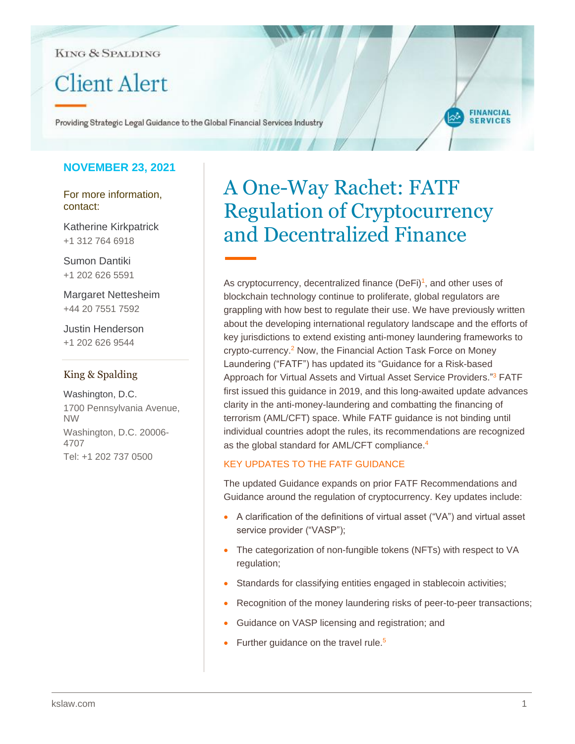KING & SPALDING

# Client Alert

Providing Strategic Legal Guidance to the Global Financial Services Industry

FINANCIAL SERVICES

**NOVEMBER 23, 2021**

For more information, contact:

Katherine Kirkpatrick
+1 312 764 6918

Sumon Dantiki
+1 202 626 5591

Margaret Nettesheim
+44 20 7551 7592

Justin Henderson
+1 202 626 9544

King & Spalding

Washington, D.C.
1700 Pennsylvania Avenue, NW
Washington, D.C. 20006-4707
Tel: +1 202 737 0500

# A One-Way Rachet: FATF Regulation of Cryptocurrency and Decentralized Finance

As cryptocurrency, decentralized finance (DeFi)[1], and other uses of blockchain technology continue to proliferate, global regulators are grappling with how best to regulate their use. We have previously written about the developing international regulatory landscape and the efforts of key jurisdictions to extend existing anti-money laundering frameworks to crypto-currency.[2] Now, the Financial Action Task Force on Money Laundering ("FATF") has updated its "Guidance for a Risk-based Approach for Virtual Assets and Virtual Asset Service Providers."[3] FATF first issued this guidance in 2019, and this long-awaited update advances clarity in the anti-money-laundering and combatting the financing of terrorism (AML/CFT) space. While FATF guidance is not binding until individual countries adopt the rules, its recommendations are recognized as the global standard for AML/CFT compliance.[4]

## KEY UPDATES TO THE FATF GUIDANCE

The updated Guidance expands on prior FATF Recommendations and Guidance around the regulation of cryptocurrency. Key updates include:

- A clarification of the definitions of virtual asset ("VA") and virtual asset service provider ("VASP");
- The categorization of non-fungible tokens (NFTs) with respect to VA regulation;
- Standards for classifying entities engaged in stablecoin activities;
- Recognition of the money laundering risks of peer-to-peer transactions;
- Guidance on VASP licensing and registration; and
- Further guidance on the travel rule.[5]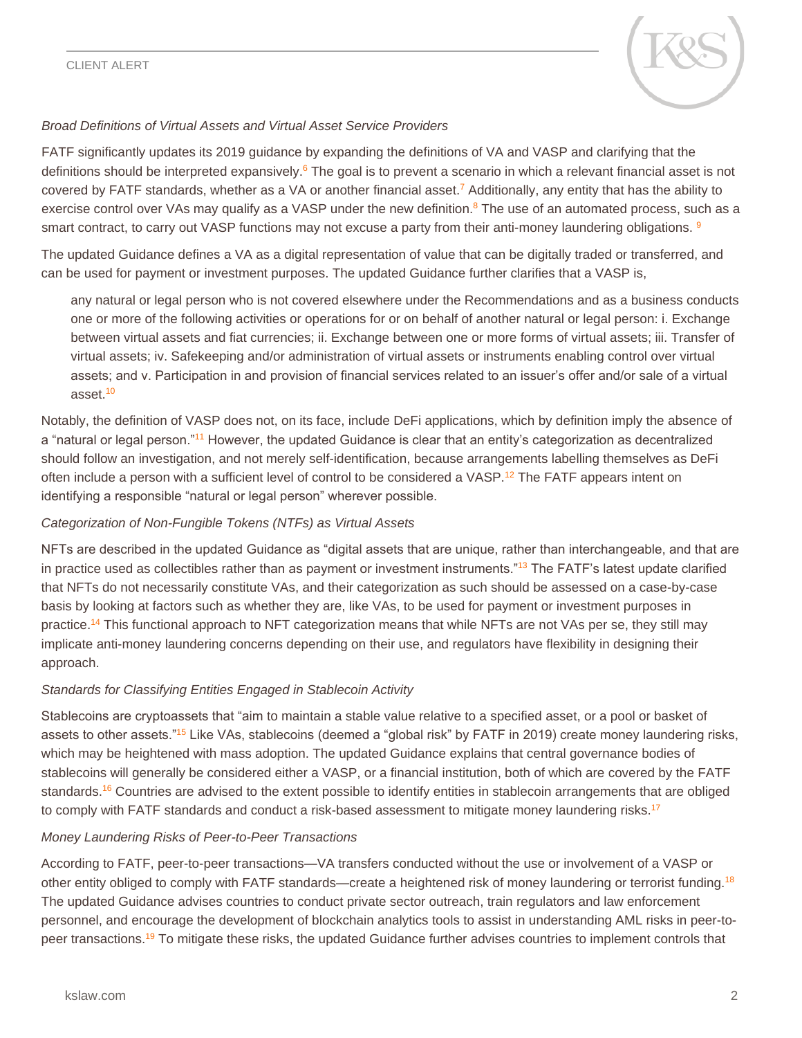*Broad Definitions of Virtual Assets and Virtual Asset Service Providers*

FATF significantly updates its 2019 guidance by expanding the definitions of VA and VASP and clarifying that the definitions should be interpreted expansively.[6] The goal is to prevent a scenario in which a relevant financial asset is not covered by FATF standards, whether as a VA or another financial asset.[7] Additionally, any entity that has the ability to exercise control over VAs may qualify as a VASP under the new definition.[8] The use of an automated process, such as a smart contract, to carry out VASP functions may not excuse a party from their anti-money laundering obligations. [9]

The updated Guidance defines a VA as a digital representation of value that can be digitally traded or transferred, and can be used for payment or investment purposes. The updated Guidance further clarifies that a VASP is,

> any natural or legal person who is not covered elsewhere under the Recommendations and as a business conducts one or more of the following activities or operations for or on behalf of another natural or legal person: i. Exchange between virtual assets and fiat currencies; ii. Exchange between one or more forms of virtual assets; iii. Transfer of virtual assets; iv. Safekeeping and/or administration of virtual assets or instruments enabling control over virtual assets; and v. Participation in and provision of financial services related to an issuer's offer and/or sale of a virtual asset.[10]

Notably, the definition of VASP does not, on its face, include DeFi applications, which by definition imply the absence of a "natural or legal person."[11] However, the updated Guidance is clear that an entity's categorization as decentralized should follow an investigation, and not merely self-identification, because arrangements labelling themselves as DeFi often include a person with a sufficient level of control to be considered a VASP.[12] The FATF appears intent on identifying a responsible "natural or legal person" wherever possible.

*Categorization of Non-Fungible Tokens (NTFs) as Virtual Assets*

NFTs are described in the updated Guidance as "digital assets that are unique, rather than interchangeable, and that are in practice used as collectibles rather than as payment or investment instruments."[13] The FATF's latest update clarified that NFTs do not necessarily constitute VAs, and their categorization as such should be assessed on a case-by-case basis by looking at factors such as whether they are, like VAs, to be used for payment or investment purposes in practice.[14] This functional approach to NFT categorization means that while NFTs are not VAs per se, they still may implicate anti-money laundering concerns depending on their use, and regulators have flexibility in designing their approach.

*Standards for Classifying Entities Engaged in Stablecoin Activity*

Stablecoins are cryptoassets that "aim to maintain a stable value relative to a specified asset, or a pool or basket of assets to other assets."[15] Like VAs, stablecoins (deemed a "global risk" by FATF in 2019) create money laundering risks, which may be heightened with mass adoption. The updated Guidance explains that central governance bodies of stablecoins will generally be considered either a VASP, or a financial institution, both of which are covered by the FATF standards.[16] Countries are advised to the extent possible to identify entities in stablecoin arrangements that are obliged to comply with FATF standards and conduct a risk-based assessment to mitigate money laundering risks.[17]

*Money Laundering Risks of Peer-to-Peer Transactions*

According to FATF, peer-to-peer transactions—VA transfers conducted without the use or involvement of a VASP or other entity obliged to comply with FATF standards—create a heightened risk of money laundering or terrorist funding.[18] The updated Guidance advises countries to conduct private sector outreach, train regulators and law enforcement personnel, and encourage the development of blockchain analytics tools to assist in understanding AML risks in peer-to-peer transactions.[19] To mitigate these risks, the updated Guidance further advises countries to implement controls that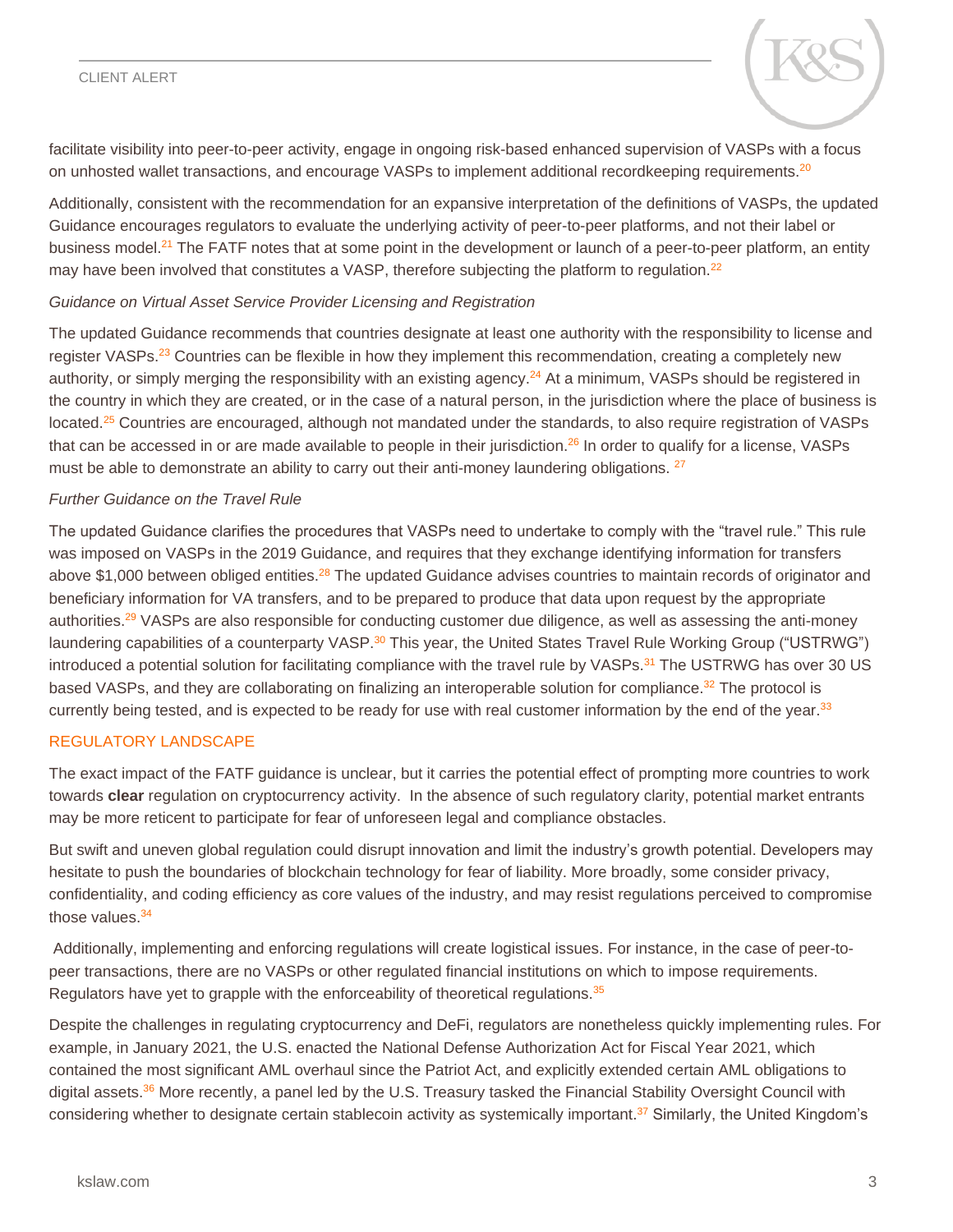facilitate visibility into peer-to-peer activity, engage in ongoing risk-based enhanced supervision of VASPs with a focus on unhosted wallet transactions, and encourage VASPs to implement additional recordkeeping requirements.[20]

Additionally, consistent with the recommendation for an expansive interpretation of the definitions of VASPs, the updated Guidance encourages regulators to evaluate the underlying activity of peer-to-peer platforms, and not their label or business model.[21] The FATF notes that at some point in the development or launch of a peer-to-peer platform, an entity may have been involved that constitutes a VASP, therefore subjecting the platform to regulation.[22]

*Guidance on Virtual Asset Service Provider Licensing and Registration*

The updated Guidance recommends that countries designate at least one authority with the responsibility to license and register VASPs.[23] Countries can be flexible in how they implement this recommendation, creating a completely new authority, or simply merging the responsibility with an existing agency.[24] At a minimum, VASPs should be registered in the country in which they are created, or in the case of a natural person, in the jurisdiction where the place of business is located.[25] Countries are encouraged, although not mandated under the standards, to also require registration of VASPs that can be accessed in or are made available to people in their jurisdiction.[26] In order to qualify for a license, VASPs must be able to demonstrate an ability to carry out their anti-money laundering obligations.[27]

*Further Guidance on the Travel Rule*

The updated Guidance clarifies the procedures that VASPs need to undertake to comply with the "travel rule." This rule was imposed on VASPs in the 2019 Guidance, and requires that they exchange identifying information for transfers above $1,000 between obliged entities.[28] The updated Guidance advises countries to maintain records of originator and beneficiary information for VA transfers, and to be prepared to produce that data upon request by the appropriate authorities.[29] VASPs are also responsible for conducting customer due diligence, as well as assessing the anti-money laundering capabilities of a counterparty VASP.[30] This year, the United States Travel Rule Working Group ("USTRWG") introduced a potential solution for facilitating compliance with the travel rule by VASPs.[31] The USTRWG has over 30 US based VASPs, and they are collaborating on finalizing an interoperable solution for compliance.[32] The protocol is currently being tested, and is expected to be ready for use with real customer information by the end of the year.[33]

## REGULATORY LANDSCAPE

The exact impact of the FATF guidance is unclear, but it carries the potential effect of prompting more countries to work towards **clear** regulation on cryptocurrency activity. In the absence of such regulatory clarity, potential market entrants may be more reticent to participate for fear of unforeseen legal and compliance obstacles.

But swift and uneven global regulation could disrupt innovation and limit the industry's growth potential. Developers may hesitate to push the boundaries of blockchain technology for fear of liability. More broadly, some consider privacy, confidentiality, and coding efficiency as core values of the industry, and may resist regulations perceived to compromise those values.[34]

Additionally, implementing and enforcing regulations will create logistical issues. For instance, in the case of peer-to-peer transactions, there are no VASPs or other regulated financial institutions on which to impose requirements. Regulators have yet to grapple with the enforceability of theoretical regulations.[35]

Despite the challenges in regulating cryptocurrency and DeFi, regulators are nonetheless quickly implementing rules. For example, in January 2021, the U.S. enacted the National Defense Authorization Act for Fiscal Year 2021, which contained the most significant AML overhaul since the Patriot Act, and explicitly extended certain AML obligations to digital assets.[36] More recently, a panel led by the U.S. Treasury tasked the Financial Stability Oversight Council with considering whether to designate certain stablecoin activity as systemically important.[37] Similarly, the United Kingdom's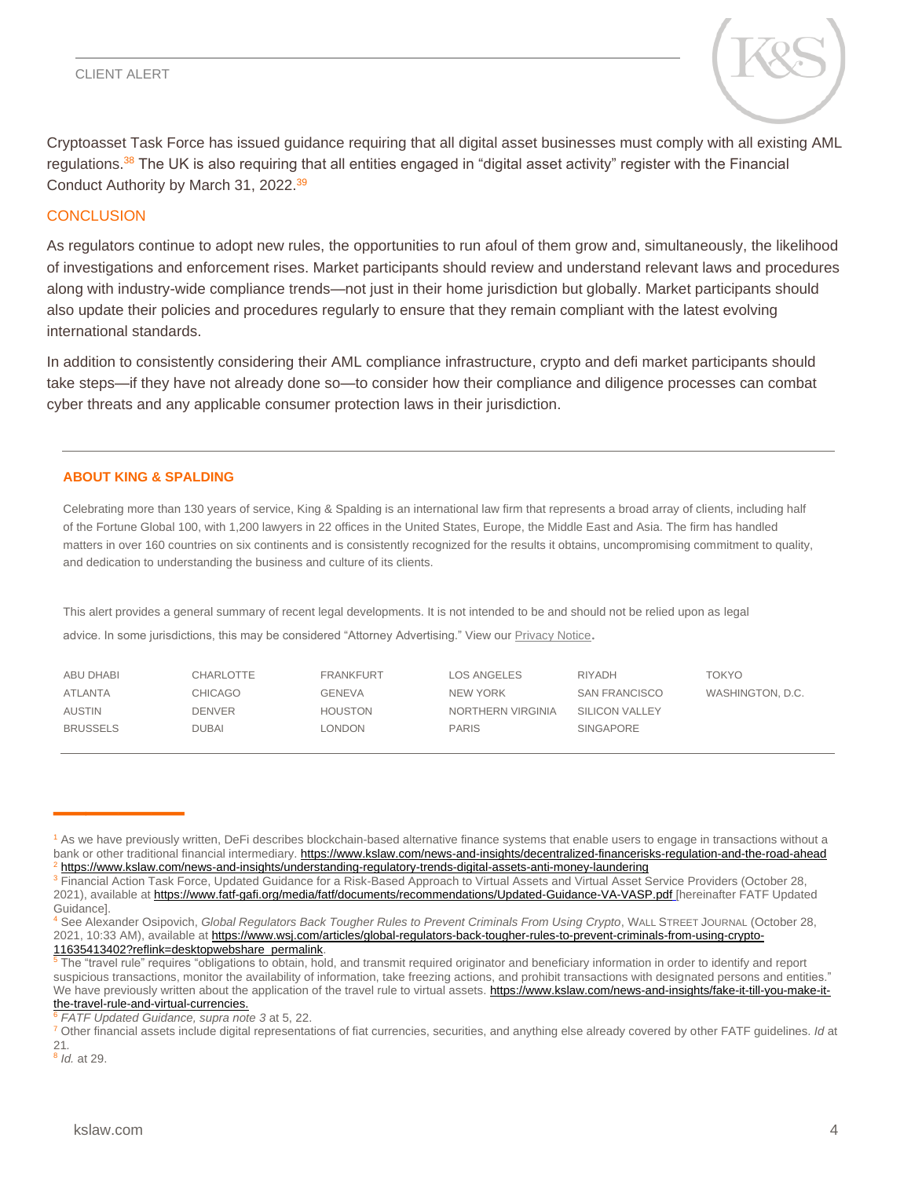Cryptoasset Task Force has issued guidance requiring that all digital asset businesses must comply with all existing AML regulations.[38] The UK is also requiring that all entities engaged in "digital asset activity" register with the Financial Conduct Authority by March 31, 2022.[39]

## CONCLUSION

As regulators continue to adopt new rules, the opportunities to run afoul of them grow and, simultaneously, the likelihood of investigations and enforcement rises. Market participants should review and understand relevant laws and procedures along with industry-wide compliance trends—not just in their home jurisdiction but globally. Market participants should also update their policies and procedures regularly to ensure that they remain compliant with the latest evolving international standards.

In addition to consistently considering their AML compliance infrastructure, crypto and defi market participants should take steps—if they have not already done so—to consider how their compliance and diligence processes can combat cyber threats and any applicable consumer protection laws in their jurisdiction.

---

### ABOUT KING & SPALDING

Celebrating more than 130 years of service, King & Spalding is an international law firm that represents a broad array of clients, including half of the Fortune Global 100, with 1,200 lawyers in 22 offices in the United States, Europe, the Middle East and Asia. The firm has handled matters in over 160 countries on six continents and is consistently recognized for the results it obtains, uncompromising commitment to quality, and dedication to understanding the business and culture of its clients.

This alert provides a general summary of recent legal developments. It is not intended to be and should not be relied upon as legal advice. In some jurisdictions, this may be considered "Attorney Advertising." View our Privacy Notice.

| | | | | | |
|---|---|---|---|---|---|
| ABU DHABI | CHARLOTTE | FRANKFURT | LOS ANGELES | RIYADH | TOKYO |
| ATLANTA | CHICAGO | GENEVA | NEW YORK | SAN FRANCISCO | WASHINGTON, D.C. |
| AUSTIN | DENVER | HOUSTON | NORTHERN VIRGINIA | SILICON VALLEY | |
| BRUSSELS | DUBAI | LONDON | PARIS | SINGAPORE | |

---

[1] As we have previously written, DeFi describes blockchain-based alternative finance systems that enable users to engage in transactions without a bank or other traditional financial intermediary. https://www.kslaw.com/news-and-insights/decentralized-financerisks-regulation-and-the-road-ahead

[2] https://www.kslaw.com/news-and-insights/understanding-regulatory-trends-digital-assets-anti-money-laundering

[3] Financial Action Task Force, Updated Guidance for a Risk-Based Approach to Virtual Assets and Virtual Asset Service Providers (October 28, 2021), available at https://www.fatf-gafi.org/media/fatf/documents/recommendations/Updated-Guidance-VA-VASP.pdf [hereinafter FATF Updated Guidance].

[4] See Alexander Osipovich, *Global Regulators Back Tougher Rules to Prevent Criminals From Using Crypto*, WALL STREET JOURNAL (October 28, 2021, 10:33 AM), available at https://www.wsj.com/articles/global-regulators-back-tougher-rules-to-prevent-criminals-from-using-crypto-11635413402?reflink=desktopwebshare_permalink.

[5] The "travel rule" requires "obligations to obtain, hold, and transmit required originator and beneficiary information in order to identify and report suspicious transactions, monitor the availability of information, take freezing actions, and prohibit transactions with designated persons and entities." We have previously written about the application of the travel rule to virtual assets. https://www.kslaw.com/news-and-insights/fake-it-till-you-make-it-the-travel-rule-and-virtual-currencies.

[6] *FATF Updated Guidance, supra note 3* at 5, 22.

[7] Other financial assets include digital representations of fiat currencies, securities, and anything else already covered by other FATF guidelines. *Id* at 21.

[8] *Id.* at 29.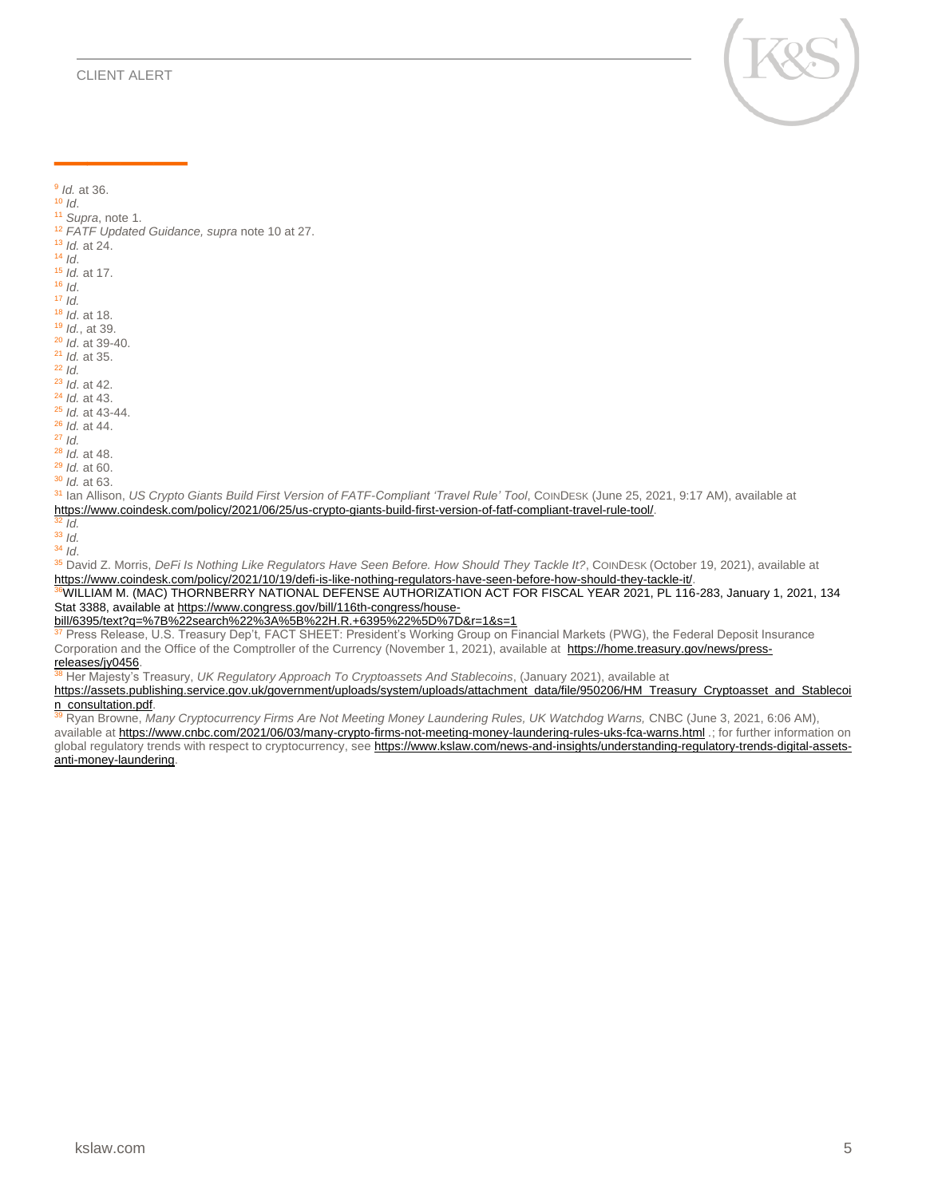[9] *Id.* at 36.
[10] *Id.*
[11] *Supra*, note 1.
[12] *FATF Updated Guidance, supra* note 10 at 27.
[13] *Id.* at 24.
[14] *Id.*
[15] *Id.* at 17.
[16] *Id.*
[17] *Id.*
[18] *Id.* at 18.
[19] *Id.*, at 39.
[20] *Id.* at 39-40.
[21] *Id.* at 35.
[22] *Id.*
[23] *Id.* at 42.
[24] *Id.* at 43.
[25] *Id.* at 43-44.
[26] *Id.* at 44.
[27] *Id.*
[28] *Id.* at 48.
[29] *Id.* at 60.
[30] *Id.* at 63.
[31] Ian Allison, *US Crypto Giants Build First Version of FATF-Compliant 'Travel Rule' Tool*, COINDESK (June 25, 2021, 9:17 AM), available at https://www.coindesk.com/policy/2021/06/25/us-crypto-giants-build-first-version-of-fatf-compliant-travel-rule-tool/.
[32] *Id.*
[33] *Id.*
[34] *Id.*
[35] David Z. Morris, *DeFi Is Nothing Like Regulators Have Seen Before. How Should They Tackle It?*, COINDESK (October 19, 2021), available at https://www.coindesk.com/policy/2021/10/19/defi-is-like-nothing-regulators-have-seen-before-how-should-they-tackle-it/.
[36] WILLIAM M. (MAC) THORNBERRY NATIONAL DEFENSE AUTHORIZATION ACT FOR FISCAL YEAR 2021, PL 116-283, January 1, 2021, 134 Stat 3388, available at https://www.congress.gov/bill/116th-congress/house-bill/6395/text?q=%7B%22search%22%3A%5B%22H.R.+6395%22%5D%7D&r=1&s=1
[37] Press Release, U.S. Treasury Dep't, FACT SHEET: President's Working Group on Financial Markets (PWG), the Federal Deposit Insurance Corporation and the Office of the Comptroller of the Currency (November 1, 2021), available at https://home.treasury.gov/news/press-releases/jy0456.
[38] Her Majesty's Treasury, *UK Regulatory Approach To Cryptoassets And Stablecoins*, (January 2021), available at https://assets.publishing.service.gov.uk/government/uploads/system/uploads/attachment_data/file/950206/HM_Treasury_Cryptoasset_and_Stablecoin_consultation.pdf.
[39] Ryan Browne, *Many Cryptocurrency Firms Are Not Meeting Money Laundering Rules, UK Watchdog Warns,* CNBC (June 3, 2021, 6:06 AM), available at https://www.cnbc.com/2021/06/03/many-crypto-firms-not-meeting-money-laundering-rules-uks-fca-warns.html .; for further information on global regulatory trends with respect to cryptocurrency, see https://www.kslaw.com/news-and-insights/understanding-regulatory-trends-digital-assets-anti-money-laundering.